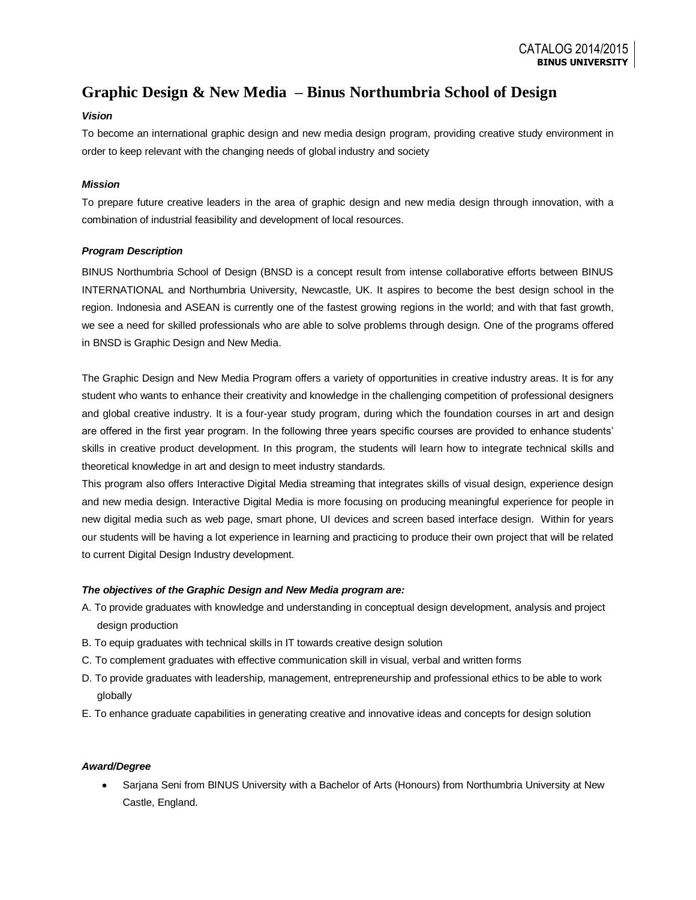# Graphic Design & New Media – Binus Northumbria School of Design

***Vision***

To become an international graphic design and new media design program, providing creative study environment in order to keep relevant with the changing needs of global industry and society

***Mission***

To prepare future creative leaders in the area of graphic design and new media design through innovation, with a combination of industrial feasibility and development of local resources.

***Program Description***

BINUS Northumbria School of Design (BNSD is a concept result from intense collaborative efforts between BINUS INTERNATIONAL and Northumbria University, Newcastle, UK. It aspires to become the best design school in the region. Indonesia and ASEAN is currently one of the fastest growing regions in the world; and with that fast growth, we see a need for skilled professionals who are able to solve problems through design. One of the programs offered in BNSD is Graphic Design and New Media.

The Graphic Design and New Media Program offers a variety of opportunities in creative industry areas. It is for any student who wants to enhance their creativity and knowledge in the challenging competition of professional designers and global creative industry. It is a four-year study program, during which the foundation courses in art and design are offered in the first year program. In the following three years specific courses are provided to enhance students' skills in creative product development. In this program, the students will learn how to integrate technical skills and theoretical knowledge in art and design to meet industry standards.
This program also offers Interactive Digital Media streaming that integrates skills of visual design, experience design and new media design. Interactive Digital Media is more focusing on producing meaningful experience for people in new digital media such as web page, smart phone, UI devices and screen based interface design. Within for years our students will be having a lot experience in learning and practicing to produce their own project that will be related to current Digital Design Industry development.

***The objectives of the Graphic Design and New Media program are:***

A. To provide graduates with knowledge and understanding in conceptual design development, analysis and project design production
B. To equip graduates with technical skills in IT towards creative design solution
C. To complement graduates with effective communication skill in visual, verbal and written forms
D. To provide graduates with leadership, management, entrepreneurship and professional ethics to be able to work globally
E. To enhance graduate capabilities in generating creative and innovative ideas and concepts for design solution

***Award/Degree***

- Sarjana Seni from BINUS University with a Bachelor of Arts (Honours) from Northumbria University at New Castle, England.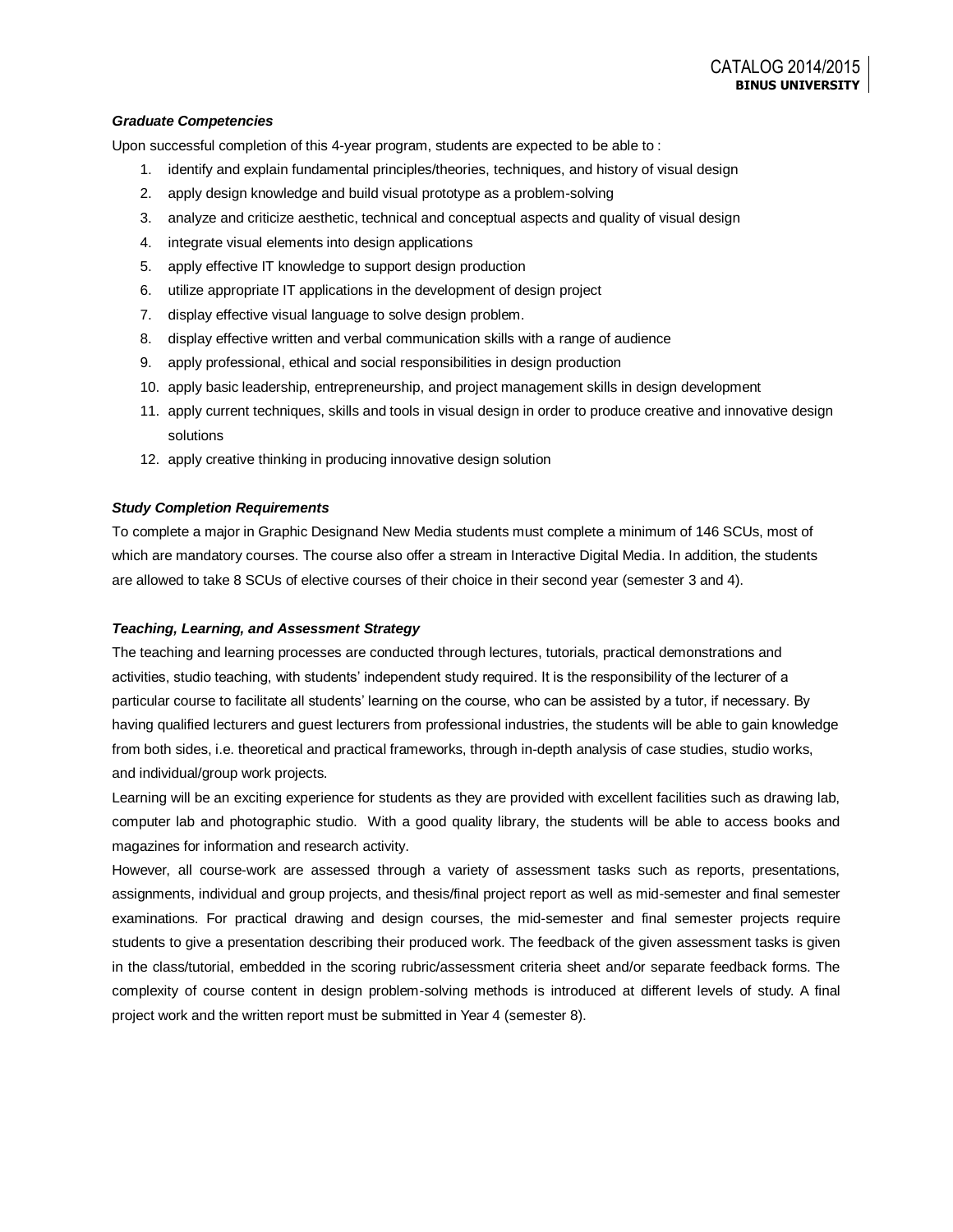***Graduate Competencies***

Upon successful completion of this 4-year program, students are expected to be able to :

1. identify and explain fundamental principles/theories, techniques, and history of visual design
2. apply design knowledge and build visual prototype as a problem-solving
3. analyze and criticize aesthetic, technical and conceptual aspects and quality of visual design
4. integrate visual elements into design applications
5. apply effective IT knowledge to support design production
6. utilize appropriate IT applications in the development of design project
7. display effective visual language to solve design problem.
8. display effective written and verbal communication skills with a range of audience
9. apply professional, ethical and social responsibilities in design production
10. apply basic leadership, entrepreneurship, and project management skills in design development
11. apply current techniques, skills and tools in visual design in order to produce creative and innovative design solutions
12. apply creative thinking in producing innovative design solution

***Study Completion Requirements***

To complete a major in Graphic Designand New Media students must complete a minimum of 146 SCUs, most of which are mandatory courses. The course also offer a stream in Interactive Digital Media. In addition, the students are allowed to take 8 SCUs of elective courses of their choice in their second year (semester 3 and 4).

***Teaching, Learning, and Assessment Strategy***

The teaching and learning processes are conducted through lectures, tutorials, practical demonstrations and activities, studio teaching, with students' independent study required. It is the responsibility of the lecturer of a particular course to facilitate all students' learning on the course, who can be assisted by a tutor, if necessary. By having qualified lecturers and guest lecturers from professional industries, the students will be able to gain knowledge from both sides, i.e. theoretical and practical frameworks, through in-depth analysis of case studies, studio works, and individual/group work projects.

Learning will be an exciting experience for students as they are provided with excellent facilities such as drawing lab, computer lab and photographic studio. With a good quality library, the students will be able to access books and magazines for information and research activity.

However, all course-work are assessed through a variety of assessment tasks such as reports, presentations, assignments, individual and group projects, and thesis/final project report as well as mid-semester and final semester examinations. For practical drawing and design courses, the mid-semester and final semester projects require students to give a presentation describing their produced work. The feedback of the given assessment tasks is given in the class/tutorial, embedded in the scoring rubric/assessment criteria sheet and/or separate feedback forms. The complexity of course content in design problem-solving methods is introduced at different levels of study. A final project work and the written report must be submitted in Year 4 (semester 8).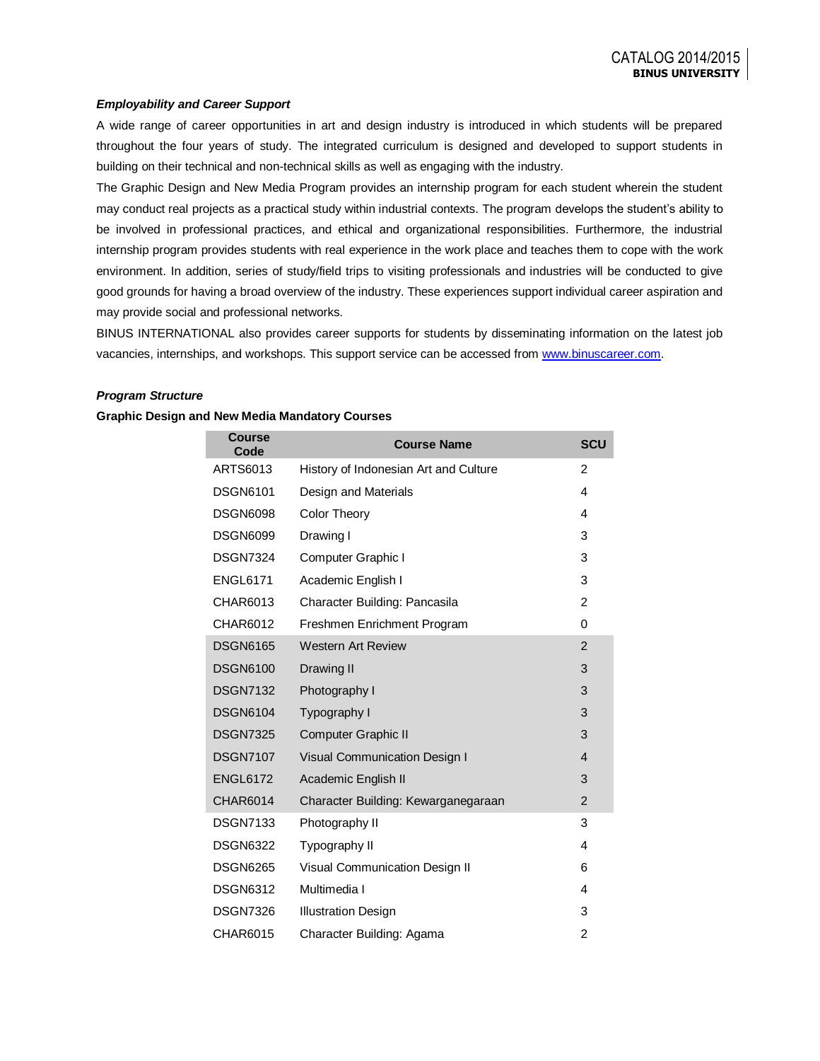***Employability and Career Support***

A wide range of career opportunities in art and design industry is introduced in which students will be prepared throughout the four years of study. The integrated curriculum is designed and developed to support students in building on their technical and non-technical skills as well as engaging with the industry.

The Graphic Design and New Media Program provides an internship program for each student wherein the student may conduct real projects as a practical study within industrial contexts. The program develops the student's ability to be involved in professional practices, and ethical and organizational responsibilities. Furthermore, the industrial internship program provides students with real experience in the work place and teaches them to cope with the work environment. In addition, series of study/field trips to visiting professionals and industries will be conducted to give good grounds for having a broad overview of the industry. These experiences support individual career aspiration and may provide social and professional networks.

BINUS INTERNATIONAL also provides career supports for students by disseminating information on the latest job vacancies, internships, and workshops. This support service can be accessed from www.binuscareer.com.

***Program Structure***

**Graphic Design and New Media Mandatory Courses**

| Course Code | Course Name | SCU |
|---|---|---|
| ARTS6013 | History of Indonesian Art and Culture | 2 |
| DSGN6101 | Design and Materials | 4 |
| DSGN6098 | Color Theory | 4 |
| DSGN6099 | Drawing I | 3 |
| DSGN7324 | Computer Graphic I | 3 |
| ENGL6171 | Academic English I | 3 |
| CHAR6013 | Character Building: Pancasila | 2 |
| CHAR6012 | Freshmen Enrichment Program | 0 |
| DSGN6165 | Western Art Review | 2 |
| DSGN6100 | Drawing II | 3 |
| DSGN7132 | Photography I | 3 |
| DSGN6104 | Typography I | 3 |
| DSGN7325 | Computer Graphic II | 3 |
| DSGN7107 | Visual Communication Design I | 4 |
| ENGL6172 | Academic English II | 3 |
| CHAR6014 | Character Building: Kewarganegaraan | 2 |
| DSGN7133 | Photography II | 3 |
| DSGN6322 | Typography II | 4 |
| DSGN6265 | Visual Communication Design II | 6 |
| DSGN6312 | Multimedia I | 4 |
| DSGN7326 | Illustration Design | 3 |
| CHAR6015 | Character Building: Agama | 2 |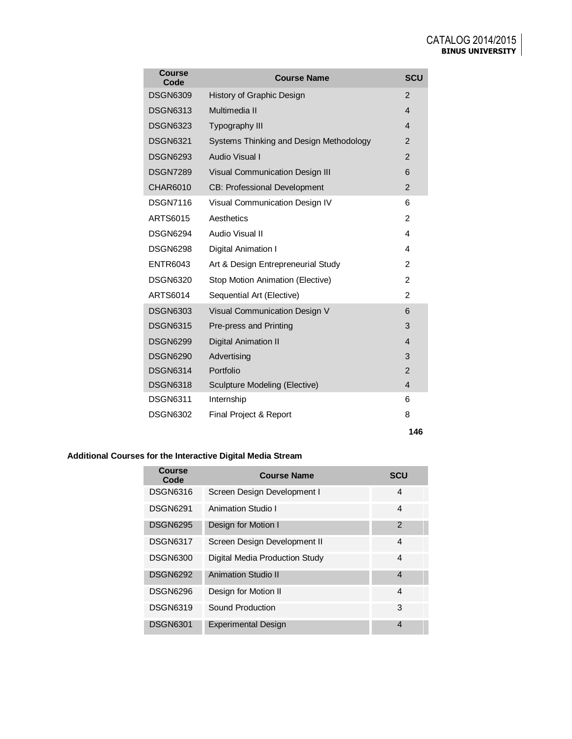| Course Code | Course Name | SCU |
|---|---|---|
| DSGN6309 | History of Graphic Design | 2 |
| DSGN6313 | Multimedia II | 4 |
| DSGN6323 | Typography III | 4 |
| DSGN6321 | Systems Thinking and Design Methodology | 2 |
| DSGN6293 | Audio Visual I | 2 |
| DSGN7289 | Visual Communication Design III | 6 |
| CHAR6010 | CB: Professional Development | 2 |
| DSGN7116 | Visual Communication Design IV | 6 |
| ARTS6015 | Aesthetics | 2 |
| DSGN6294 | Audio Visual II | 4 |
| DSGN6298 | Digital Animation I | 4 |
| ENTR6043 | Art & Design Entrepreneurial Study | 2 |
| DSGN6320 | Stop Motion Animation (Elective) | 2 |
| ARTS6014 | Sequential Art (Elective) | 2 |
| DSGN6303 | Visual Communication Design V | 6 |
| DSGN6315 | Pre-press and Printing | 3 |
| DSGN6299 | Digital Animation II | 4 |
| DSGN6290 | Advertising | 3 |
| DSGN6314 | Portfolio | 2 |
| DSGN6318 | Sculpture Modeling (Elective) | 4 |
| DSGN6311 | Internship | 6 |
| DSGN6302 | Final Project & Report | 8 |
| | | **146** |

**Additional Courses for the Interactive Digital Media Stream**

| Course Code | Course Name | SCU |
|---|---|---|
| DSGN6316 | Screen Design Development I | 4 |
| DSGN6291 | Animation Studio I | 4 |
| DSGN6295 | Design for Motion I | 2 |
| DSGN6317 | Screen Design Development II | 4 |
| DSGN6300 | Digital Media Production Study | 4 |
| DSGN6292 | Animation Studio II | 4 |
| DSGN6296 | Design for Motion II | 4 |
| DSGN6319 | Sound Production | 3 |
| DSGN6301 | Experimental Design | 4 |